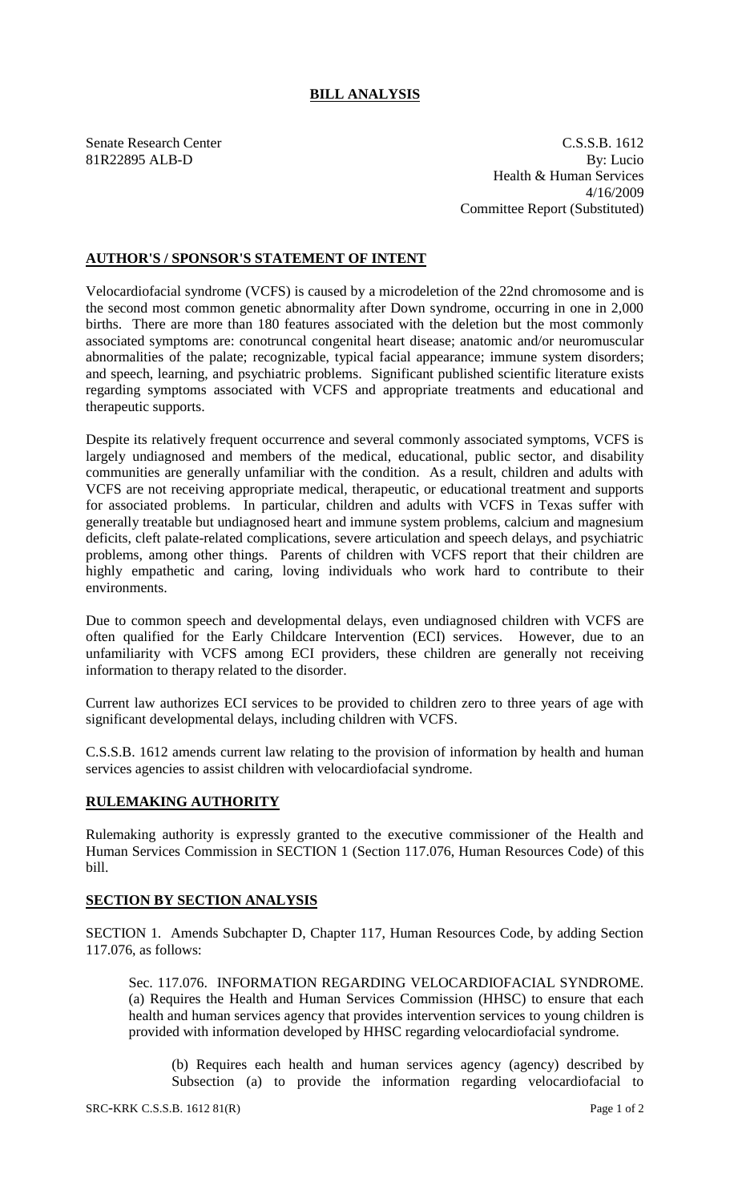# BILL ANALYSIS

Senate Research Center
81R22895 ALB-D

C.S.S.B. 1612
By: Lucio
Health & Human Services
4/16/2009
Committee Report (Substituted)

## AUTHOR'S / SPONSOR'S STATEMENT OF INTENT

Velocardiofacial syndrome (VCFS) is caused by a microdeletion of the 22nd chromosome and is the second most common genetic abnormality after Down syndrome, occurring in one in 2,000 births. There are more than 180 features associated with the deletion but the most commonly associated symptoms are: conotruncal congenital heart disease; anatomic and/or neuromuscular abnormalities of the palate; recognizable, typical facial appearance; immune system disorders; and speech, learning, and psychiatric problems. Significant published scientific literature exists regarding symptoms associated with VCFS and appropriate treatments and educational and therapeutic supports.

Despite its relatively frequent occurrence and several commonly associated symptoms, VCFS is largely undiagnosed and members of the medical, educational, public sector, and disability communities are generally unfamiliar with the condition. As a result, children and adults with VCFS are not receiving appropriate medical, therapeutic, or educational treatment and supports for associated problems. In particular, children and adults with VCFS in Texas suffer with generally treatable but undiagnosed heart and immune system problems, calcium and magnesium deficits, cleft palate-related complications, severe articulation and speech delays, and psychiatric problems, among other things. Parents of children with VCFS report that their children are highly empathetic and caring, loving individuals who work hard to contribute to their environments.

Due to common speech and developmental delays, even undiagnosed children with VCFS are often qualified for the Early Childcare Intervention (ECI) services. However, due to an unfamiliarity with VCFS among ECI providers, these children are generally not receiving information to therapy related to the disorder.

Current law authorizes ECI services to be provided to children zero to three years of age with significant developmental delays, including children with VCFS.

C.S.S.B. 1612 amends current law relating to the provision of information by health and human services agencies to assist children with velocardiofacial syndrome.

## RULEMAKING AUTHORITY

Rulemaking authority is expressly granted to the executive commissioner of the Health and Human Services Commission in SECTION 1 (Section 117.076, Human Resources Code) of this bill.

## SECTION BY SECTION ANALYSIS

SECTION 1. Amends Subchapter D, Chapter 117, Human Resources Code, by adding Section 117.076, as follows:

Sec. 117.076. INFORMATION REGARDING VELOCARDIOFACIAL SYNDROME. (a) Requires the Health and Human Services Commission (HHSC) to ensure that each health and human services agency that provides intervention services to young children is provided with information developed by HHSC regarding velocardiofacial syndrome.

(b) Requires each health and human services agency (agency) described by Subsection (a) to provide the information regarding velocardiofacial to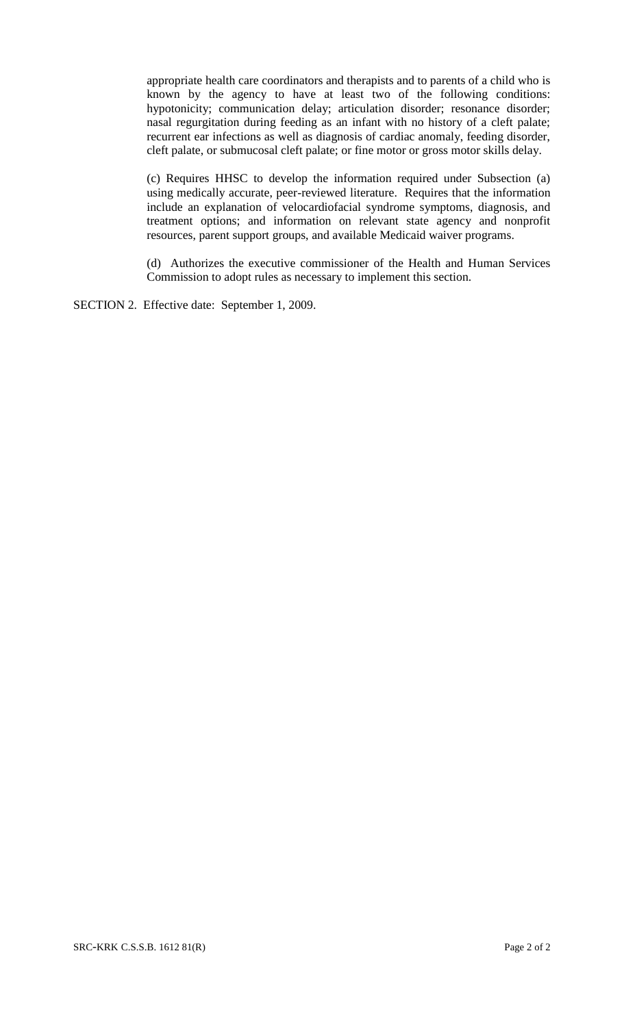appropriate health care coordinators and therapists and to parents of a child who is known by the agency to have at least two of the following conditions: hypotonicity; communication delay; articulation disorder; resonance disorder; nasal regurgitation during feeding as an infant with no history of a cleft palate; recurrent ear infections as well as diagnosis of cardiac anomaly, feeding disorder, cleft palate, or submucosal cleft palate; or fine motor or gross motor skills delay.

(c) Requires HHSC to develop the information required under Subsection (a) using medically accurate, peer-reviewed literature. Requires that the information include an explanation of velocardiofacial syndrome symptoms, diagnosis, and treatment options; and information on relevant state agency and nonprofit resources, parent support groups, and available Medicaid waiver programs.

(d) Authorizes the executive commissioner of the Health and Human Services Commission to adopt rules as necessary to implement this section.

SECTION 2. Effective date: September 1, 2009.